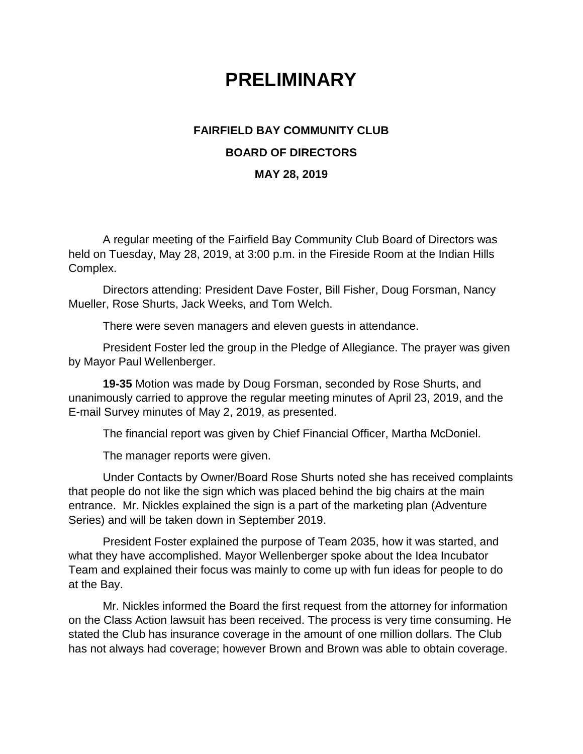# PRELIMINARY

### FAIRFIELD BAY COMMUNITY CLUB

### BOARD OF DIRECTORS

### MAY 28, 2019

A regular meeting of the Fairfield Bay Community Club Board of Directors was held on Tuesday, May 28, 2019, at 3:00 p.m. in the Fireside Room at the Indian Hills Complex.

Directors attending: President Dave Foster, Bill Fisher, Doug Forsman, Nancy Mueller, Rose Shurts, Jack Weeks, and Tom Welch.

There were seven managers and eleven guests in attendance.

President Foster led the group in the Pledge of Allegiance. The prayer was given by Mayor Paul Wellenberger.

**19-35** Motion was made by Doug Forsman, seconded by Rose Shurts, and unanimously carried to approve the regular meeting minutes of April 23, 2019, and the E-mail Survey minutes of May 2, 2019, as presented.

The financial report was given by Chief Financial Officer, Martha McDoniel.

The manager reports were given.

Under Contacts by Owner/Board Rose Shurts noted she has received complaints that people do not like the sign which was placed behind the big chairs at the main entrance. Mr. Nickles explained the sign is a part of the marketing plan (Adventure Series) and will be taken down in September 2019.

President Foster explained the purpose of Team 2035, how it was started, and what they have accomplished. Mayor Wellenberger spoke about the Idea Incubator Team and explained their focus was mainly to come up with fun ideas for people to do at the Bay.

Mr. Nickles informed the Board the first request from the attorney for information on the Class Action lawsuit has been received. The process is very time consuming. He stated the Club has insurance coverage in the amount of one million dollars. The Club has not always had coverage; however Brown and Brown was able to obtain coverage.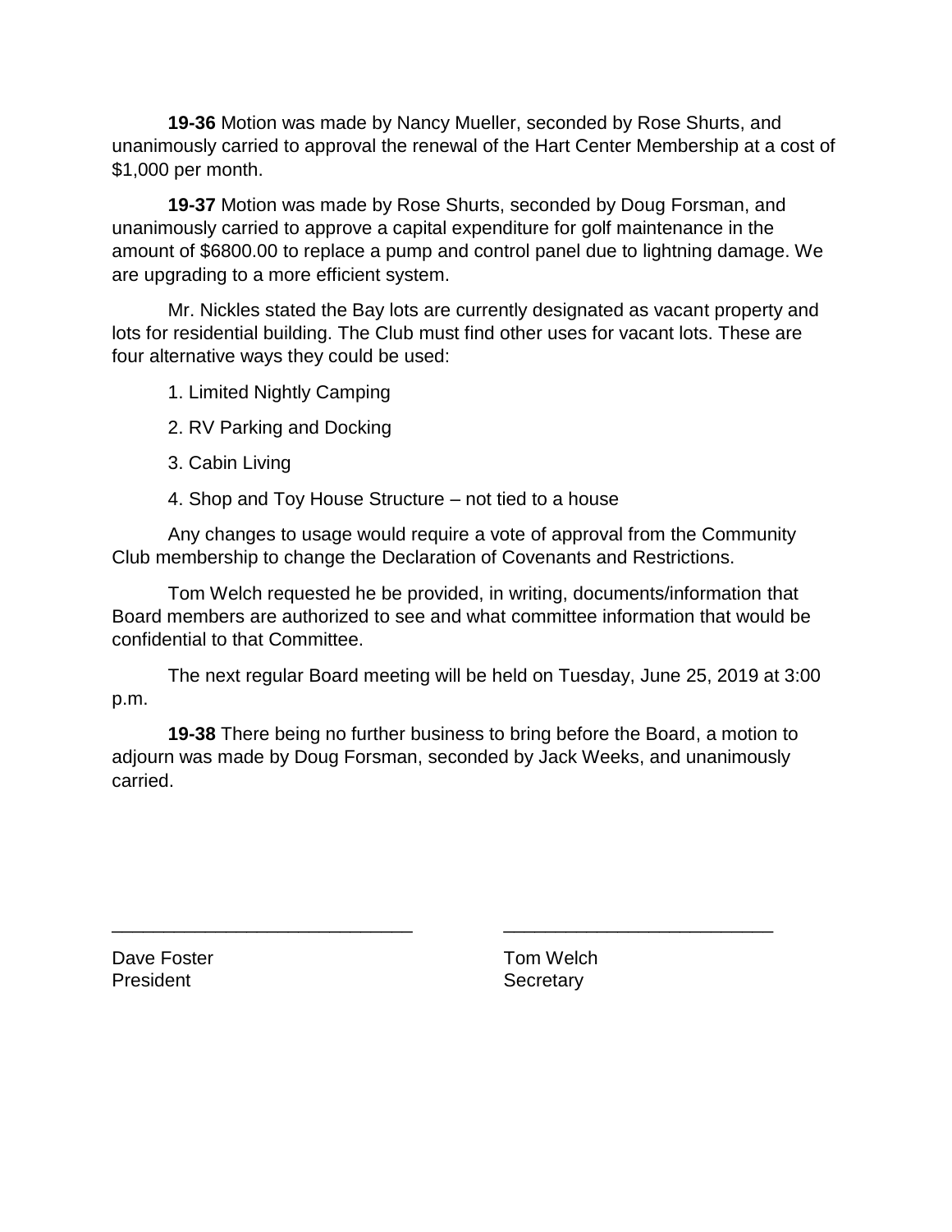**19-36** Motion was made by Nancy Mueller, seconded by Rose Shurts, and unanimously carried to approval the renewal of the Hart Center Membership at a cost of $1,000 per month.

**19-37** Motion was made by Rose Shurts, seconded by Doug Forsman, and unanimously carried to approve a capital expenditure for golf maintenance in the amount of $6800.00 to replace a pump and control panel due to lightning damage. We are upgrading to a more efficient system.

Mr. Nickles stated the Bay lots are currently designated as vacant property and lots for residential building. The Club must find other uses for vacant lots. These are four alternative ways they could be used:

1. Limited Nightly Camping
2. RV Parking and Docking
3. Cabin Living
4. Shop and Toy House Structure – not tied to a house

Any changes to usage would require a vote of approval from the Community Club membership to change the Declaration of Covenants and Restrictions.

Tom Welch requested he be provided, in writing, documents/information that Board members are authorized to see and what committee information that would be confidential to that Committee.

The next regular Board meeting will be held on Tuesday, June 25, 2019 at 3:00 p.m.

**19-38** There being no further business to bring before the Board, a motion to adjourn was made by Doug Forsman, seconded by Jack Weeks, and unanimously carried.

\_\_\_\_\_\_\_\_\_\_\_\_\_\_\_\_\_\_\_\_\_\_\_\_\_\_\_\_\_\_

Dave Foster
President

\_\_\_\_\_\_\_\_\_\_\_\_\_\_\_\_\_\_\_\_\_\_\_\_\_\_\_\_\_\_

Tom Welch
Secretary